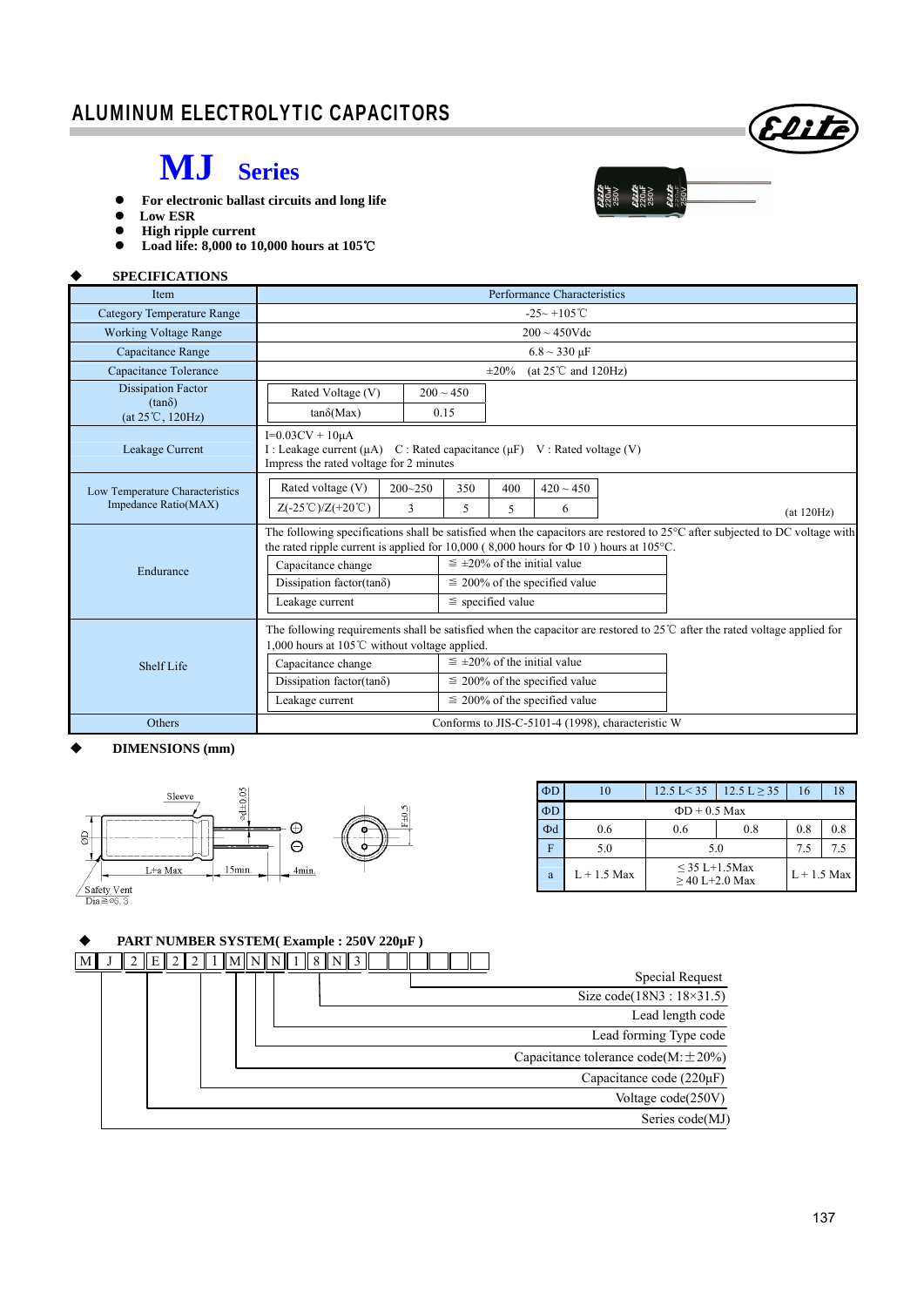# ALUMINUM ELECTROLYTIC CAPACITORS

## MJ Series

- **For electronic ballast circuits and long life**
- **Low ESR**
- **High ripple current**
- **Load life: 8,000 to 10,000 hours at 105℃**

### SPECIFICATIONS

| Item | Performance Characteristics |
|---|---|
| Category Temperature Range | -25~ +105℃ |
| Working Voltage Range | 200 ~ 450Vdc |
| Capacitance Range | 6.8 ~ 330 μF |
| Capacitance Tolerance | ±20% (at 25℃ and 120Hz) |
| Dissipation Factor (tanδ) (at 25℃, 120Hz) | Rated Voltage (V): 200 ~ 450; tanδ(Max): 0.15 |
| Leakage Current | I=0.03CV + 10μA<br>I : Leakage current (μA) C : Rated capacitance (μF) V : Rated voltage (V)<br>Impress the rated voltage for 2 minutes |
| Low Temperature Characteristics Impedance Ratio(MAX) | Rated voltage (V): 200~250 / 350 / 400 / 420 ~ 450<br>Z(-25℃)/Z(+20℃): 3 / 5 / 5 / 6<br>(at 120Hz) |
| Endurance | The following specifications shall be satisfied when the capacitors are restored to 25°C after subjected to DC voltage with the rated ripple current is applied for 10,000 ( 8,000 hours for Φ 10 ) hours at 105°C.<br>Capacitance change: ≦ ±20% of the initial value<br>Dissipation factor(tanδ): ≦ 200% of the specified value<br>Leakage current: ≦ specified value |
| Shelf Life | The following requirements shall be satisfied when the capacitor are restored to 25℃ after the rated voltage applied for 1,000 hours at 105℃ without voltage applied.<br>Capacitance change: ≦ ±20% of the initial value<br>Dissipation factor(tanδ): ≦ 200% of the specified value<br>Leakage current: ≦ 200% of the specified value |
| Others | Conforms to JIS-C-5101-4 (1998), characteristic W |

### DIMENSIONS (mm)

Sleeve; ΦD; Φd±0.05; L+a Max; 15min; 4min; F±0.5; Safety Vent Dia≧Φ6.3

| ΦD | 10 | 12.5 L< 35 | 12.5 L ≥ 35 | 16 | 18 |
|---|---|---|---|---|---|
| ΦD | ΦD + 0.5 Max | | | | |
| Φd | 0.6 | 0.6 | 0.8 | 0.8 | 0.8 |
| F | 5.0 | 5.0 | | 7.5 | 7.5 |
| a | L + 1.5 Max | ≤ 35 L+1.5Max<br>≥ 40 L+2.0 Max | | L + 1.5 Max | |

### PART NUMBER SYSTEM( Example : 250V 220μF )

| M | J | 2 | E | 2 | 2 | 1 | M | N | N | 1 | 8 | N | 3 | | | | | |
|---|---|---|---|---|---|---|---|---|---|---|---|---|---|---|---|---|---|---|

- Special Request
- Size code(18N3 : 18×31.5)
- Lead length code
- Lead forming Type code
- Capacitance tolerance code(M:±20%)
- Capacitance code (220μF)
- Voltage code(250V)
- Series code(MJ)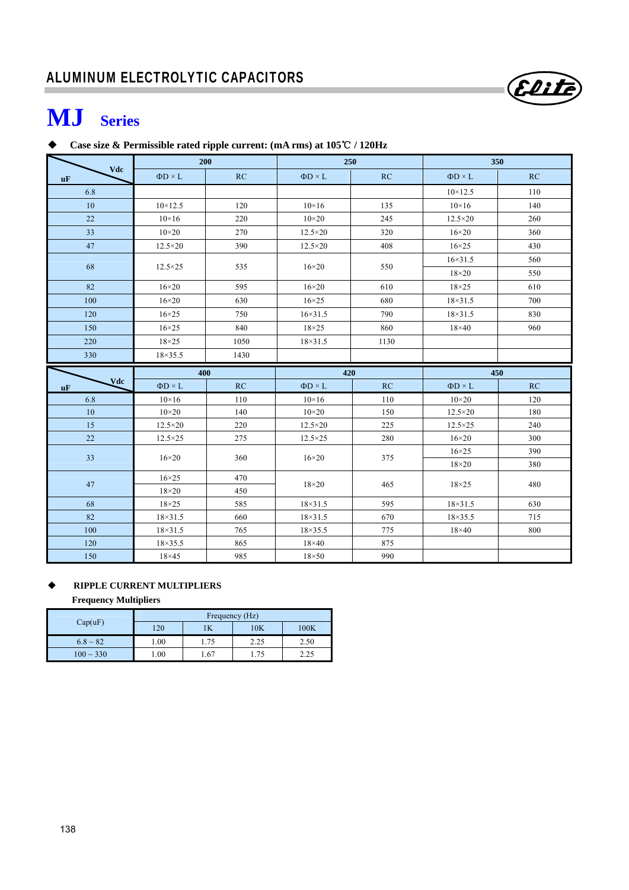# ALUMINUM ELECTROLYTIC CAPACITORS

# MJ Series

◆ **Case size & Permissible rated ripple current: (mA rms) at 105℃ / 120Hz**

| Vdc / uF | 200 | | 250 | | 350 | |
|---|---|---|---|---|---|---|
| | ΦD × L | RC | ΦD × L | RC | ΦD × L | RC |
| 6.8 | | | | | 10×12.5 | 110 |
| 10 | 10×12.5 | 120 | 10×16 | 135 | 10×16 | 140 |
| 22 | 10×16 | 220 | 10×20 | 245 | 12.5×20 | 260 |
| 33 | 10×20 | 270 | 12.5×20 | 320 | 16×20 | 360 |
| 47 | 12.5×20 | 390 | 12.5×20 | 408 | 16×25 | 430 |
| 68 | 12.5×25 | 535 | 16×20 | 550 | 16×31.5 | 560 |
| | | | | | 18×20 | 550 |
| 82 | 16×20 | 595 | 16×20 | 610 | 18×25 | 610 |
| 100 | 16×20 | 630 | 16×25 | 680 | 18×31.5 | 700 |
| 120 | 16×25 | 750 | 16×31.5 | 790 | 18×31.5 | 830 |
| 150 | 16×25 | 840 | 18×25 | 860 | 18×40 | 960 |
| 220 | 18×25 | 1050 | 18×31.5 | 1130 | | |
| 330 | 18×35.5 | 1430 | | | | |

| Vdc / uF | 400 | | 420 | | 450 | |
|---|---|---|---|---|---|---|
| | ΦD × L | RC | ΦD × L | RC | ΦD × L | RC |
| 6.8 | 10×16 | 110 | 10×16 | 110 | 10×20 | 120 |
| 10 | 10×20 | 140 | 10×20 | 150 | 12.5×20 | 180 |
| 15 | 12.5×20 | 220 | 12.5×20 | 225 | 12.5×25 | 240 |
| 22 | 12.5×25 | 275 | 12.5×25 | 280 | 16×20 | 300 |
| 33 | 16×20 | 360 | 16×20 | 375 | 16×25 | 390 |
| | | | | | 18×20 | 380 |
| 47 | 16×25 | 470 | 18×20 | 465 | 18×25 | 480 |
| | 18×20 | 450 | | | | |
| 68 | 18×25 | 585 | 18×31.5 | 595 | 18×31.5 | 630 |
| 82 | 18×31.5 | 660 | 18×31.5 | 670 | 18×35.5 | 715 |
| 100 | 18×31.5 | 765 | 18×35.5 | 775 | 18×40 | 800 |
| 120 | 18×35.5 | 865 | 18×40 | 875 | | |
| 150 | 18×45 | 985 | 18×50 | 990 | | |

◆ **RIPPLE CURRENT MULTIPLIERS**

**Frequency Multipliers**

| Cap(uF) | Frequency (Hz) | | | |
|---|---|---|---|---|
| | 120 | 1K | 10K | 100K |
| 6.8 ~ 82 | 1.00 | 1.75 | 2.25 | 2.50 |
| 100 ~ 330 | 1.00 | 1.67 | 1.75 | 2.25 |